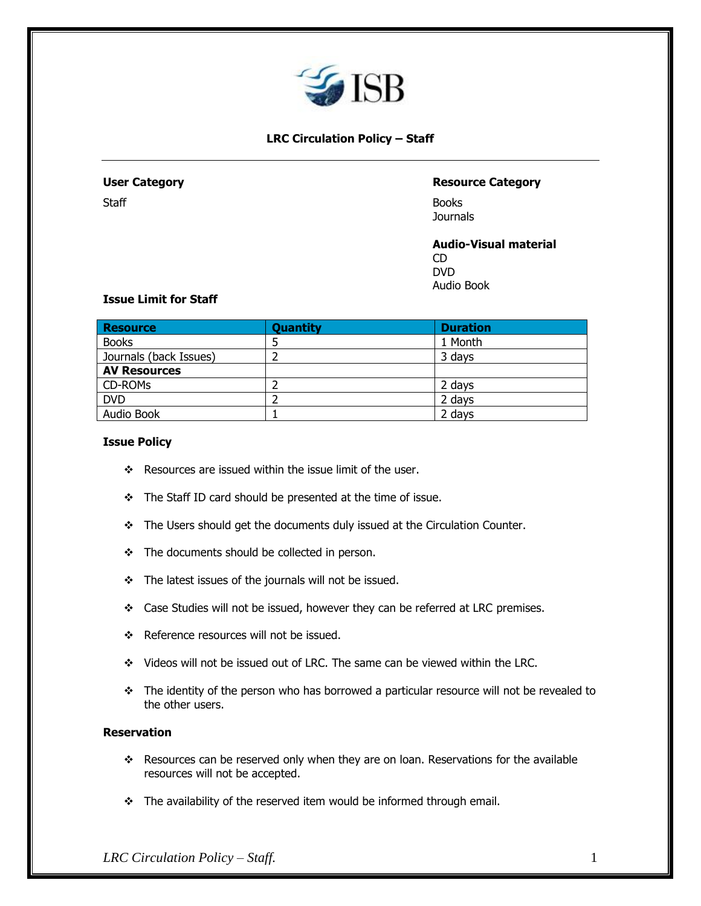ISB

# LRC Circulation Policy – Staff

**User Category**

Staff

**Resource Category**

Books
Journals

**Audio-Visual material**

CD
DVD
Audio Book

**Issue Limit for Staff**

| Resource | Quantity | Duration |
|---|---|---|
| Books | 5 | 1 Month |
| Journals (back Issues) | 2 | 3 days |
| **AV Resources** | | |
| CD-ROMs | 2 | 2 days |
| DVD | 2 | 2 days |
| Audio Book | 1 | 2 days |

**Issue Policy**

- Resources are issued within the issue limit of the user.
- The Staff ID card should be presented at the time of issue.
- The Users should get the documents duly issued at the Circulation Counter.
- The documents should be collected in person.
- The latest issues of the journals will not be issued.
- Case Studies will not be issued, however they can be referred at LRC premises.
- Reference resources will not be issued.
- Videos will not be issued out of LRC. The same can be viewed within the LRC.
- The identity of the person who has borrowed a particular resource will not be revealed to the other users.

**Reservation**

- Resources can be reserved only when they are on loan. Reservations for the available resources will not be accepted.
- The availability of the reserved item would be informed through email.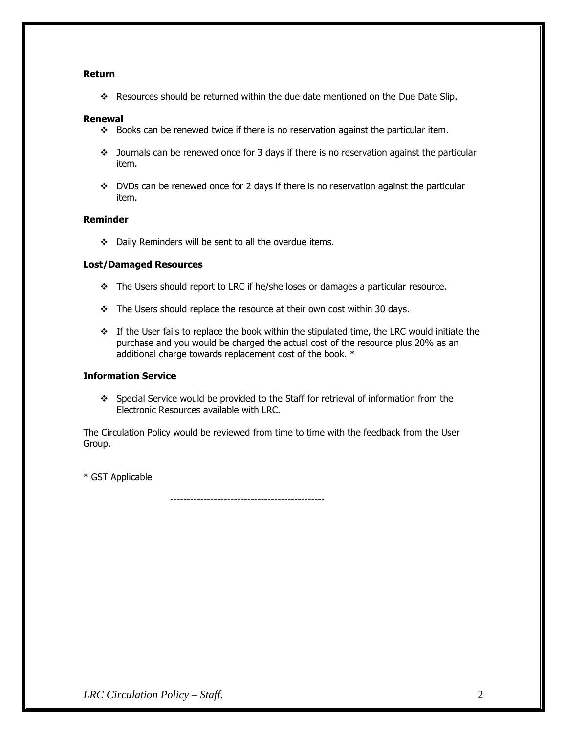**Return**

- Resources should be returned within the due date mentioned on the Due Date Slip.

**Renewal**

- Books can be renewed twice if there is no reservation against the particular item.
- Journals can be renewed once for 3 days if there is no reservation against the particular item.
- DVDs can be renewed once for 2 days if there is no reservation against the particular item.

**Reminder**

- Daily Reminders will be sent to all the overdue items.

**Lost/Damaged Resources**

- The Users should report to LRC if he/she loses or damages a particular resource.
- The Users should replace the resource at their own cost within 30 days.
- If the User fails to replace the book within the stipulated time, the LRC would initiate the purchase and you would be charged the actual cost of the resource plus 20% as an additional charge towards replacement cost of the book. *

**Information Service**

- Special Service would be provided to the Staff for retrieval of information from the Electronic Resources available with LRC.

The Circulation Policy would be reviewed from time to time with the feedback from the User Group.

* GST Applicable

---